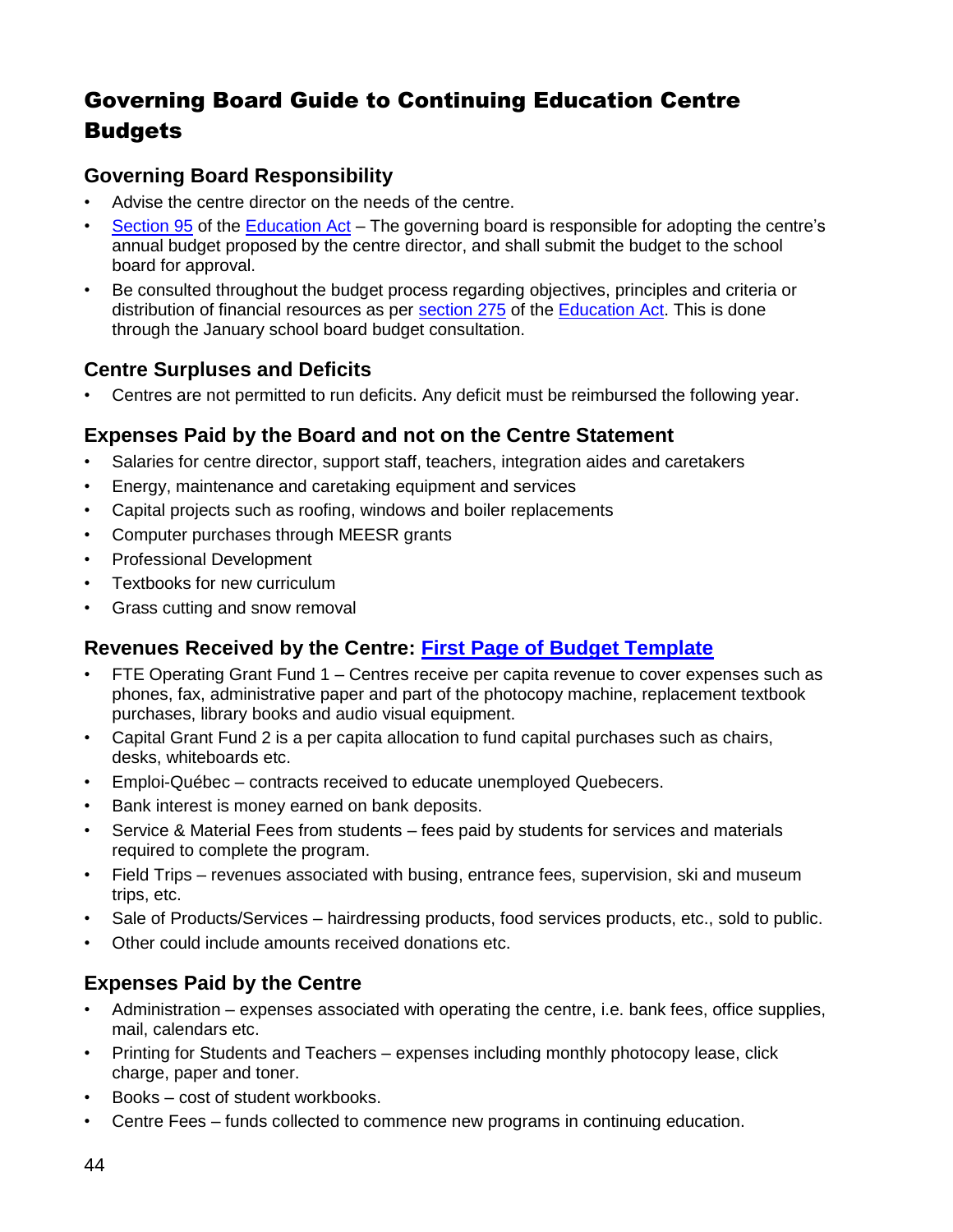# Governing Board Guide to Continuing Education Centre Budgets

## Governing Board Responsibility

- Advise the centre director on the needs of the centre.
- Section 95 of the Education Act – The governing board is responsible for adopting the centre's annual budget proposed by the centre director, and shall submit the budget to the school board for approval.
- Be consulted throughout the budget process regarding objectives, principles and criteria or distribution of financial resources as per section 275 of the Education Act. This is done through the January school board budget consultation.

## Centre Surpluses and Deficits

- Centres are not permitted to run deficits. Any deficit must be reimbursed the following year.

## Expenses Paid by the Board and not on the Centre Statement

- Salaries for centre director, support staff, teachers, integration aides and caretakers
- Energy, maintenance and caretaking equipment and services
- Capital projects such as roofing, windows and boiler replacements
- Computer purchases through MEESR grants
- Professional Development
- Textbooks for new curriculum
- Grass cutting and snow removal

## Revenues Received by the Centre: First Page of Budget Template

- FTE Operating Grant Fund 1 – Centres receive per capita revenue to cover expenses such as phones, fax, administrative paper and part of the photocopy machine, replacement textbook purchases, library books and audio visual equipment.
- Capital Grant Fund 2 is a per capita allocation to fund capital purchases such as chairs, desks, whiteboards etc.
- Emploi-Québec – contracts received to educate unemployed Quebecers.
- Bank interest is money earned on bank deposits.
- Service & Material Fees from students – fees paid by students for services and materials required to complete the program.
- Field Trips – revenues associated with busing, entrance fees, supervision, ski and museum trips, etc.
- Sale of Products/Services – hairdressing products, food services products, etc., sold to public.
- Other could include amounts received donations etc.

## Expenses Paid by the Centre

- Administration – expenses associated with operating the centre, i.e. bank fees, office supplies, mail, calendars etc.
- Printing for Students and Teachers – expenses including monthly photocopy lease, click charge, paper and toner.
- Books – cost of student workbooks.
- Centre Fees – funds collected to commence new programs in continuing education.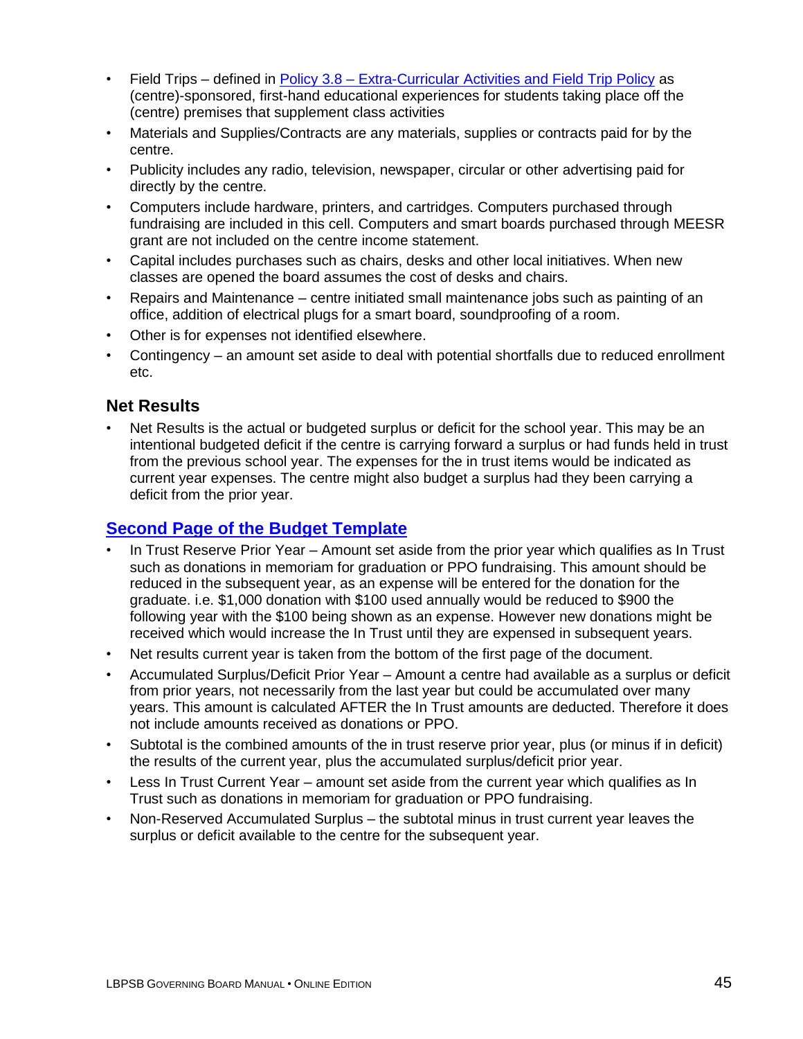- Field Trips – defined in [Policy 3.8 – Extra-Curricular Activities and Field Trip Policy] as (centre)-sponsored, first-hand educational experiences for students taking place off the (centre) premises that supplement class activities
- Materials and Supplies/Contracts are any materials, supplies or contracts paid for by the centre.
- Publicity includes any radio, television, newspaper, circular or other advertising paid for directly by the centre.
- Computers include hardware, printers, and cartridges. Computers purchased through fundraising are included in this cell. Computers and smart boards purchased through MEESR grant are not included on the centre income statement.
- Capital includes purchases such as chairs, desks and other local initiatives. When new classes are opened the board assumes the cost of desks and chairs.
- Repairs and Maintenance – centre initiated small maintenance jobs such as painting of an office, addition of electrical plugs for a smart board, soundproofing of a room.
- Other is for expenses not identified elsewhere.
- Contingency – an amount set aside to deal with potential shortfalls due to reduced enrollment etc.

## Net Results

- Net Results is the actual or budgeted surplus or deficit for the school year. This may be an intentional budgeted deficit if the centre is carrying forward a surplus or had funds held in trust from the previous school year. The expenses for the in trust items would be indicated as current year expenses. The centre might also budget a surplus had they been carrying a deficit from the prior year.

## Second Page of the Budget Template

- In Trust Reserve Prior Year – Amount set aside from the prior year which qualifies as In Trust such as donations in memoriam for graduation or PPO fundraising. This amount should be reduced in the subsequent year, as an expense will be entered for the donation for the graduate. i.e. $1,000 donation with $100 used annually would be reduced to $900 the following year with the $100 being shown as an expense. However new donations might be received which would increase the In Trust until they are expensed in subsequent years.
- Net results current year is taken from the bottom of the first page of the document.
- Accumulated Surplus/Deficit Prior Year – Amount a centre had available as a surplus or deficit from prior years, not necessarily from the last year but could be accumulated over many years. This amount is calculated AFTER the In Trust amounts are deducted. Therefore it does not include amounts received as donations or PPO.
- Subtotal is the combined amounts of the in trust reserve prior year, plus (or minus if in deficit) the results of the current year, plus the accumulated surplus/deficit prior year.
- Less In Trust Current Year – amount set aside from the current year which qualifies as In Trust such as donations in memoriam for graduation or PPO fundraising.
- Non-Reserved Accumulated Surplus – the subtotal minus in trust current year leaves the surplus or deficit available to the centre for the subsequent year.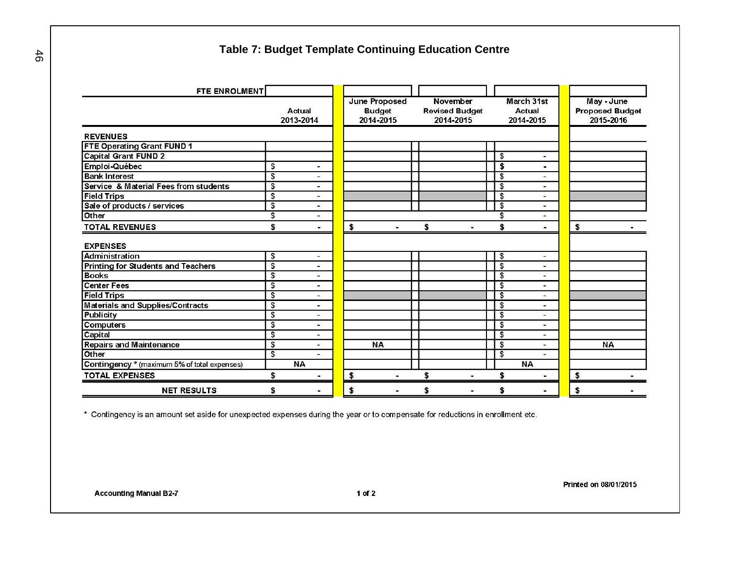## Table 7: Budget Template Continuing Education Centre

| FTE ENROLMENT | | | | | |
|---|---|---|---|---|---|
| | Actual 2013-2014 | June Proposed Budget 2014-2015 | November Revised Budget 2014-2015 | March 31st Actual 2014-2015 | May - June Proposed Budget 2015-2016 |
| **REVENUES** | | | | | |
| FTE Operating Grant FUND 1 | | | | | |
| Capital Grant FUND 2 | | | | $ - | |
| Emploi-Québec | $ - | | | $ - | |
| Bank Interest | $ - | | | $ - | |
| Service & Material Fees from students | $ - | | | $ - | |
| Field Trips | $ - | | | $ - | |
| Sale of products / services | $ - | | | $ - | |
| Other | $ - | | | $ - | |
| **TOTAL REVENUES** | $ - | $ - | $ - | $ - | $ - |
| **EXPENSES** | | | | | |
| Administration | $ - | | | $ - | |
| Printing for Students and Teachers | $ - | | | $ - | |
| Books | $ - | | | $ - | |
| Center Fees | $ - | | | $ - | |
| Field Trips | $ - | | | $ - | |
| Materials and Supplies/Contracts | $ - | | | $ - | |
| Publicity | $ - | | | $ - | |
| Computers | $ - | | | $ - | |
| Capital | $ - | | | $ - | |
| Repairs and Maintenance | $ - | NA | | $ - | NA |
| Other | $ - | | | $ - | |
| Contingency * (maximum 5% of total expenses) | NA | | | NA | |
| **TOTAL EXPENSES** | $ - | $ - | $ - | $ - | $ - |
| **NET RESULTS** | $ - | $ - | $ - | $ - | $ - |

\* Contingency is an amount set aside for unexpected expenses during the year or to compensate for reductions in enrollment etc.

Accounting Manual B2-7

Printed on 08/01/2015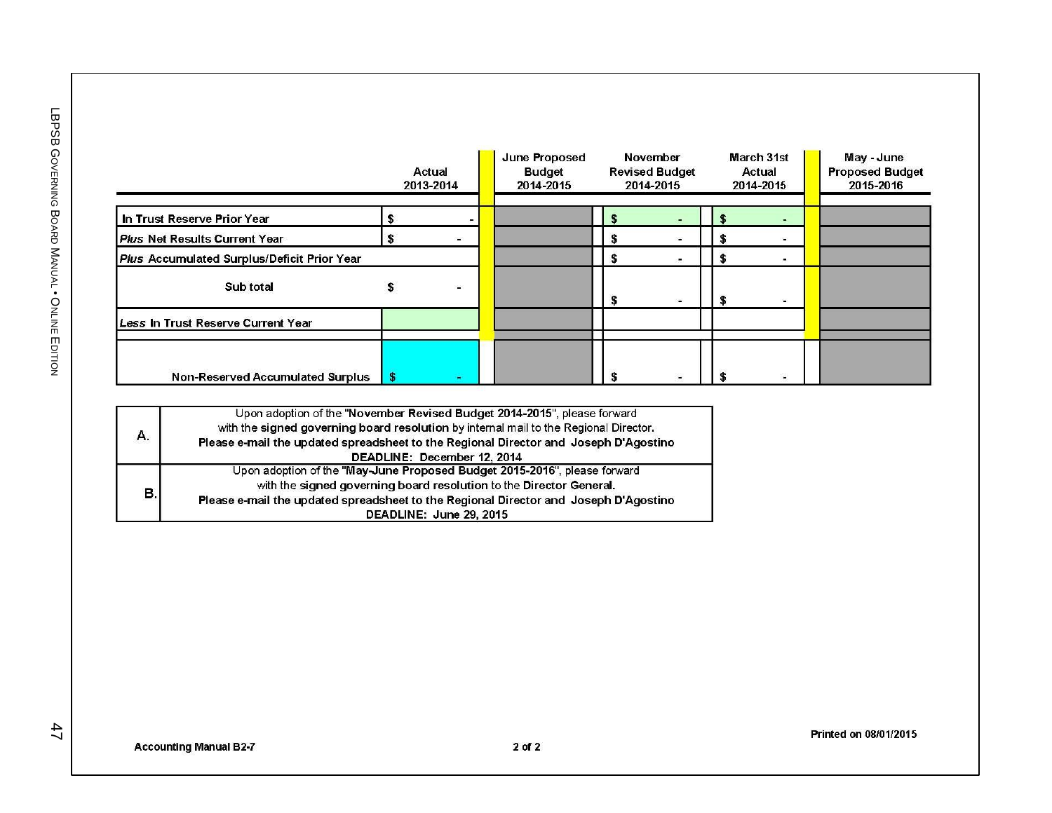| | Actual 2013-2014 | June Proposed Budget 2014-2015 | November Revised Budget 2014-2015 | March 31st Actual 2014-2015 | May - June Proposed Budget 2015-2016 |
|---|---|---|---|---|---|
| In Trust Reserve Prior Year | $ - | | $ - | $ - | |
| *Plus* Net Results Current Year | $ - | | $ - | $ - | |
| *Plus* Accumulated Surplus/Deficit Prior Year | | | $ - | $ - | |
| Sub total | $ - | | $ - | $ - | |
| *Less* In Trust Reserve Current Year | | | | | |
| Non-Reserved Accumulated Surplus | $ - | | $ - | $ - | |

| | |
|---|---|
| A. | Upon adoption of the "**November Revised Budget 2014-2015**", please forward with the **signed governing board resolution** by internal mail to the Regional Director. **Please e-mail the updated spreadsheet to the Regional Director and Joseph D'Agostino** **DEADLINE: December 12, 2014** |
| B. | Upon adoption of the "**May-June Proposed Budget 2015-2016**", please forward with the **signed governing board resolution** to the **Director General**. **Please e-mail the updated spreadsheet to the Regional Director and Joseph D'Agostino** **DEADLINE: June 29, 2015** |

**Accounting Manual B2-7**

**Printed on 08/01/2015**